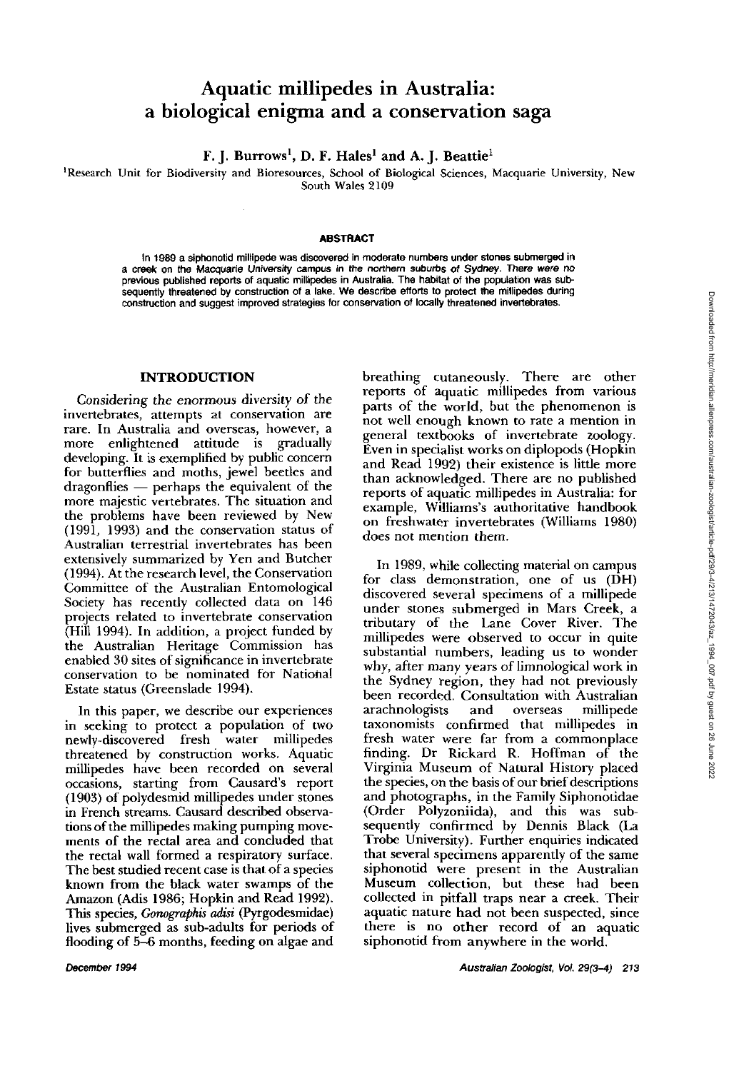# Aquatic millipedes in Australia: a biological enigma and a conservation saga

**F. J. Burrows[1], D. F. Hales[1] and A. J. Beattie[1]**

[1]Research Unit for Biodiversity and Bioresources, School of Biological Sciences, Macquarie University, New South Wales 2109

### ABSTRACT

In 1989 a siphonotid millipede was discovered in moderate numbers under stones submerged in a creek on the Macquarie University campus in the northern suburbs of Sydney. There were no previous published reports of aquatic millipedes in Australia. The habitat of the population was subsequently threatened by construction of a lake. We describe efforts to protect the millipedes during construction and suggest improved strategies for conservation of locally threatened invertebrates.

## INTRODUCTION

*Considering the enormous diversity of the* invertebrates, attempts at conservation are rare. In Australia and overseas, however, a more enlightened attitude is gradually developing. It is exemplified by public concern for butterflies and moths, jewel beetles and dragonflies — perhaps the equivalent of the more majestic vertebrates. The situation and the problems have been reviewed by New (1991, 1993) and the conservation status of Australian terrestrial invertebrates has been extensively summarized by Yen and Butcher (1994). At the research level, the Conservation Committee of the Australian Entomological Society has recently collected data on 146 projects related to invertebrate conservation (Hill 1994). In addition, a project funded by the Australian Heritage Commission has enabled 30 sites of significance in invertebrate conservation to be nominated for National Estate status (Greenslade 1994).

In this paper, we describe our experiences in seeking to protect a population of two newly-discovered fresh water millipedes threatened by construction works. Aquatic millipedes have been recorded on several occasions, starting from Causard's report (1903) of polydesmid millipedes under stones in French streams. Causard described observations of the millipedes making pumping movements of the rectal area and concluded that the rectal wall formed a respiratory surface. The best studied recent case is that of a species known from the black water swamps of the Amazon (Adis 1986; Hopkin and Read 1992). This species, *Gonographis adisi* (Pyrgodesmidae) lives submerged as sub-adults for periods of flooding of 5–6 months, feeding on algae and breathing cutaneously. There are other reports of aquatic millipedes from various parts of the world, but the phenomenon is not well enough known to rate a mention in general textbooks of invertebrate zoology. Even in specialist works on diplopods (Hopkin and Read 1992) their existence is little more than acknowledged. There are no published reports of aquatic millipedes in Australia: for example, Williams's authoritative handbook on freshwater invertebrates (Williams 1980) does not mention them.

In 1989, while collecting material on campus for class demonstration, one of us (DH) discovered several specimens of a millipede under stones submerged in Mars Creek, a tributary of the Lane Cover River. The millipedes were observed to occur in quite substantial numbers, leading us to wonder why, after many years of limnological work in the Sydney region, they had not previously been recorded. Consultation with Australian arachnologists and overseas millipede taxonomists confirmed that millipedes in fresh water were far from a commonplace finding. Dr Rickard R. Hoffman of the Virginia Museum of Natural History placed the species, on the basis of our brief descriptions and photographs, in the Family Siphonotidae (Order Polyzoniida), and this was subsequently confirmed by Dennis Black (La Trobe University). Further enquiries indicated that several specimens apparently of the same siphonotid were present in the Australian Museum collection, but these had been collected in pitfall traps near a creek. Their aquatic nature had not been suspected, since there is no other record of an aquatic siphonotid from anywhere in the world.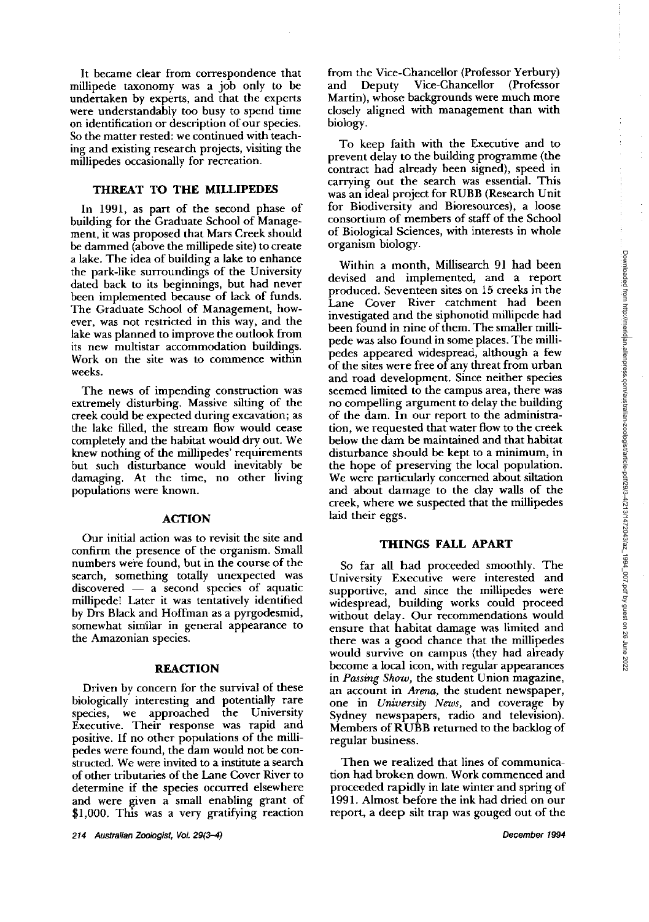It became clear from correspondence that millipede taxonomy was a job only to be undertaken by experts, and that the experts were understandably too busy to spend time on identification or description of our species. So the matter rested: we continued with teaching and existing research projects, visiting the millipedes occasionally for recreation.

## THREAT TO THE MILLIPEDES

In 1991, as part of the second phase of building for the Graduate School of Management, it was proposed that Mars Creek should be dammed (above the millipede site) to create a lake. The idea of building a lake to enhance the park-like surroundings of the University dated back to its beginnings, but had never been implemented because of lack of funds. The Graduate School of Management, however, was not restricted in this way, and the lake was planned to improve the outlook from its new multistar accommodation buildings. Work on the site was to commence within weeks.

The news of impending construction was extremely disturbing. Massive silting of the creek could be expected during excavation; as the lake filled, the stream flow would cease completely and the habitat would dry out. We knew nothing of the millipedes' requirements but such disturbance would inevitably be damaging. At the time, no other living populations were known.

## ACTION

Our initial action was to revisit the site and confirm the presence of the organism. Small numbers were found, but in the course of the search, something totally unexpected was discovered — a second species of aquatic millipede! Later it was tentatively identified by Drs Black and Hoffman as a pyrgodesmid, somewhat similar in general appearance to the Amazonian species.

## REACTION

Driven by concern for the survival of these biologically interesting and potentially rare species, we approached the University Executive. Their response was rapid and positive. If no other populations of the millipedes were found, the dam would not be constructed. We were invited to a institute a search of other tributaries of the Lane Cover River to determine if the species occurred elsewhere and were given a small enabling grant of $1,000. This was a very gratifying reaction from the Vice-Chancellor (Professor Yerbury) and Deputy Vice-Chancellor (Professor Martin), whose backgrounds were much more closely aligned with management than with biology.

To keep faith with the Executive and to prevent delay to the building programme (the contract had already been signed), speed in carrying out the search was essential. This was an ideal project for RUBB (Research Unit for Biodiversity and Bioresources), a loose consortium of members of staff of the School of Biological Sciences, with interests in whole organism biology.

Within a month, Millisearch 91 had been devised and implemented, and a report produced. Seventeen sites on 15 creeks in the Lane Cover River catchment had been investigated and the siphonotid millipede had been found in nine of them. The smaller millipede was also found in some places. The millipedes appeared widespread, although a few of the sites were free of any threat from urban and road development. Since neither species seemed limited to the campus area, there was no compelling argument to delay the building of the dam. In our report to the administration, we requested that water flow to the creek below the dam be maintained and that habitat disturbance should be kept to a minimum, in the hope of preserving the local population. We were particularly concerned about siltation and about damage to the clay walls of the creek, where we suspected that the millipedes laid their eggs.

## THINGS FALL APART

So far all had proceeded smoothly. The University Executive were interested and supportive, and since the millipedes were widespread, building works could proceed without delay. Our recommendations would ensure that habitat damage was limited and there was a good chance that the millipedes would survive on campus (they had already become a local icon, with regular appearances in *Passing Show*, the student Union magazine, an account in *Arena*, the student newspaper, one in *University News*, and coverage by Sydney newspapers, radio and television). Members of RUBB returned to the backlog of regular business.

Then we realized that lines of communication had broken down. Work commenced and proceeded rapidly in late winter and spring of 1991. Almost before the ink had dried on our report, a deep silt trap was gouged out of the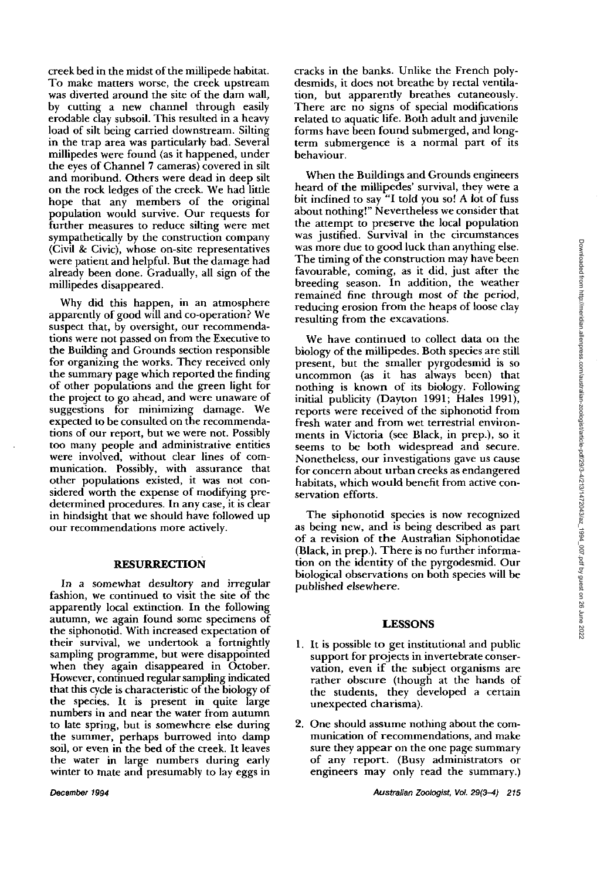creek bed in the midst of the millipede habitat. To make matters worse, the creek upstream was diverted around the site of the dam wall, by cutting a new channel through easily erodable clay subsoil. This resulted in a heavy load of silt being carried downstream. Silting in the trap area was particularly bad. Several millipedes were found (as it happened, under the eyes of Channel 7 cameras) covered in silt and moribund. Others were dead in deep silt on the rock ledges of the creek. We had little hope that any members of the original population would survive. Our requests for further measures to reduce silting were met sympathetically by the construction company (Civil & Civic), whose on-site representatives were patient and helpful. But the damage had already been done. Gradually, all sign of the millipedes disappeared.

Why did this happen, in an atmosphere apparently of good will and co-operation? We suspect that, by oversight, our recommendations were not passed on from the Executive to the Building and Grounds section responsible for organizing the works. They received only the summary page which reported the finding of other populations and the green light for the project to go ahead, and were unaware of suggestions for minimizing damage. We expected to be consulted on the recommendations of our report, but we were not. Possibly too many people and administrative entities were involved, without clear lines of communication. Possibly, with assurance that other populations existed, it was not considered worth the expense of modifying predetermined procedures. In any case, it is clear in hindsight that we should have followed up our recommendations more actively.

## RESURRECTION

In a somewhat desultory and irregular fashion, we continued to visit the site of the apparently local extinction. In the following autumn, we again found some specimens of the siphonotid. With increased expectation of their survival, we undertook a fortnightly sampling programme, but were disappointed when they again disappeared in October. However, continued regular sampling indicated that this cycle is characteristic of the biology of the species. It is present in quite large numbers in and near the water from autumn to late spring, but is somewhere else during the summer, perhaps burrowed into damp soil, or even in the bed of the creek. It leaves the water in large numbers during early winter to mate and presumably to lay eggs in cracks in the banks. Unlike the French polydesmids, it does not breathe by rectal ventilation, but apparently breathes cutaneously. There are no signs of special modifications related to aquatic life. Both adult and juvenile forms have been found submerged, and long-term submergence is a normal part of its behaviour.

When the Buildings and Grounds engineers heard of the millipedes' survival, they were a bit inclined to say "I told you so! A lot of fuss about nothing!" Nevertheless we consider that the attempt to preserve the local population was justified. Survival in the circumstances was more due to good luck than anything else. The timing of the construction may have been favourable, coming, as it did, just after the breeding season. In addition, the weather remained fine through most of the period, reducing erosion from the heaps of loose clay resulting from the excavations.

We have continued to collect data on the biology of the millipedes. Both species are still present, but the smaller pyrgodesmid is so uncommon (as it has always been) that nothing is known of its biology. Following initial publicity (Dayton 1991; Hales 1991), reports were received of the siphonotid from fresh water and from wet terrestrial environments in Victoria (see Black, in prep.), so it seems to be both widespread and secure. Nonetheless, our investigations gave us cause for concern about urban creeks as endangered habitats, which would benefit from active conservation efforts.

The siphonotid species is now recognized as being new, and is being described as part of a revision of the Australian Siphonotidae (Black, in prep.). There is no further information on the identity of the pyrgodesmid. Our biological observations on both species will be published elsewhere.

## LESSONS

1. It is possible to get institutional and public support for projects in invertebrate conservation, even if the subject organisms are rather obscure (though at the hands of the students, they developed a certain unexpected charisma).
2. One should assume nothing about the communication of recommendations, and make sure they appear on the one page summary of any report. (Busy administrators or engineers may only read the summary.)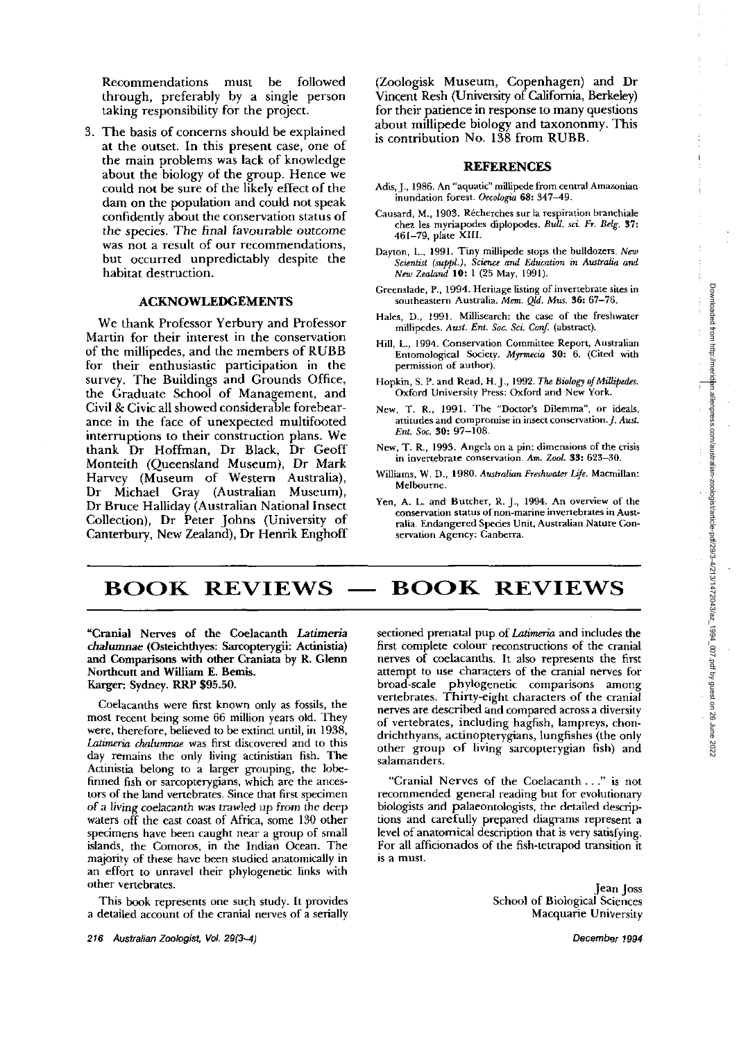Recommendations must be followed through, preferably by a single person taking responsibility for the project.

3. The basis of concerns should be explained at the outset. In this present case, one of the main problems was lack of knowledge about the biology of the group. Hence we could not be sure of the likely effect of the dam on the population and could not speak confidently about the conservation status of the species. The final favourable outcome was not a result of our recommendations, but occurred unpredictably despite the habitat destruction.

## ACKNOWLEDGEMENTS

We thank Professor Yerbury and Professor Martin for their interest in the conservation of the millipedes, and the members of RUBB for their enthusiastic participation in the survey. The Buildings and Grounds Office, the Graduate School of Management, and Civil & Civic all showed considerable forebearance in the face of unexpected multifooted interruptions to their construction plans. We thank Dr Hoffman, Dr Black, Dr Geoff Monteith (Queensland Museum), Dr Mark Harvey (Museum of Western Australia), Dr Michael Gray (Australian Museum), Dr Bruce Halliday (Australian National Insect Collection), Dr Peter Johns (University of Canterbury, New Zealand), Dr Henrik Enghoff (Zoologisk Museum, Copenhagen) and Dr Vincent Resh (University of California, Berkeley) for their patience in response to many questions about millipede biology and taxononmy. This is contribution No. 138 from RUBB.

## REFERENCES

Adis, J., 1986. An "aquatic" millipede from central Amazonian inundation forest. *Oecologia* **68:** 347–49.

Causard, M., 1903. Récherches sur la respiration branchiale chez les myriapodes diplopodes. *Bull. sci. Fr. Belg.* **37:** 461–79, plate XIII.

Dayton, L., 1991. Tiny millipede stops the bulldozers. *New Scientist (suppl.), Science and Education in Australia and New Zealand* **10:** 1 (25 May, 1991).

Greenslade, P., 1994. Heritage listing of invertebrate sites in southeastern Australia. *Mem. Qld. Mus.* **36:** 67–76.

Hales, D., 1991. Millisearch: the case of the freshwater millipedes. *Aust. Ent. Soc. Sci. Conf.* (abstract).

Hill, L., 1994. Conservation Committee Report, Australian Entomological Society. *Myrmecia* **30:** 6. (Cited with permission of author).

Hopkin, S. P. and Read, H. J., 1992. *The Biology of Millipedes.* Oxford University Press: Oxford and New York.

New, T. R., 1991. The "Doctor's Dilemma", or ideals, attitudes and compromise in insect conservation. *J. Aust. Ent. Soc.* **30:** 97–108.

New, T. R., 1993. Angels on a pin: dimensions of the crisis in invertebrate conservation. *Am. Zool.* **33:** 623–30.

Williams, W. D., 1980. *Australian Freshwater Life.* Macmillan: Melbourne.

Yen, A. L. and Butcher, R. J., 1994. An overview of the conservation status of non-marine invertebrates in Australia. Endangered Species Unit, Australian Nature Conservation Agency: Canberra.

# BOOK REVIEWS — BOOK REVIEWS

**"Cranial Nerves of the Coelacanth *Latimeria chalumnae* (Osteichthyes: Sarcopterygii: Actinistia) and Comparisons with other Craniata by R. Glenn Northcutt and William E. Bemis. Karger: Sydney. RRP $95.50.**

Coelacanths were first known only as fossils, the most recent being some 66 million years old. They were, therefore, believed to be extinct until, in 1938, *Latimeria chalumnae* was first discovered and to this day remains the only living actinistian fish. The Actinistia belong to a larger grouping, the lobe-finned fish or sarcopterygians, which are the ancestors of the land vertebrates. Since that first specimen of a living coelacanth was trawled up from the deep waters off the east coast of Africa, some 130 other specimens have been caught near a group of small islands, the Comoros, in the Indian Ocean. The majority of these have been studied anatomically in an effort to unravel their phylogenetic links with other vertebrates.

This book represents one such study. It provides a detailed account of the cranial nerves of a serially sectioned prenatal pup of *Latimeria* and includes the first complete colour reconstructions of the cranial nerves of coelacanths. It also represents the first attempt to use characters of the cranial nerves for broad-scale phylogenetic comparisons among vertebrates. Thirty-eight characters of the cranial nerves are described and compared across a diversity of vertebrates, including hagfish, lampreys, chondrichthyans, actinopterygians, lungfishes (the only other group of living sarcopterygian fish) and salamanders.

"Cranial Nerves of the Coelacanth . . ." is not recommended general reading but for evolutionary biologists and palaeontologists, the detailed descriptions and carefully prepared diagrams represent a level of anatomical description that is very satisfying. For all afficionados of the fish-tetrapod transition it is a must.

Jean Joss
School of Biological Sciences
Macquarie University